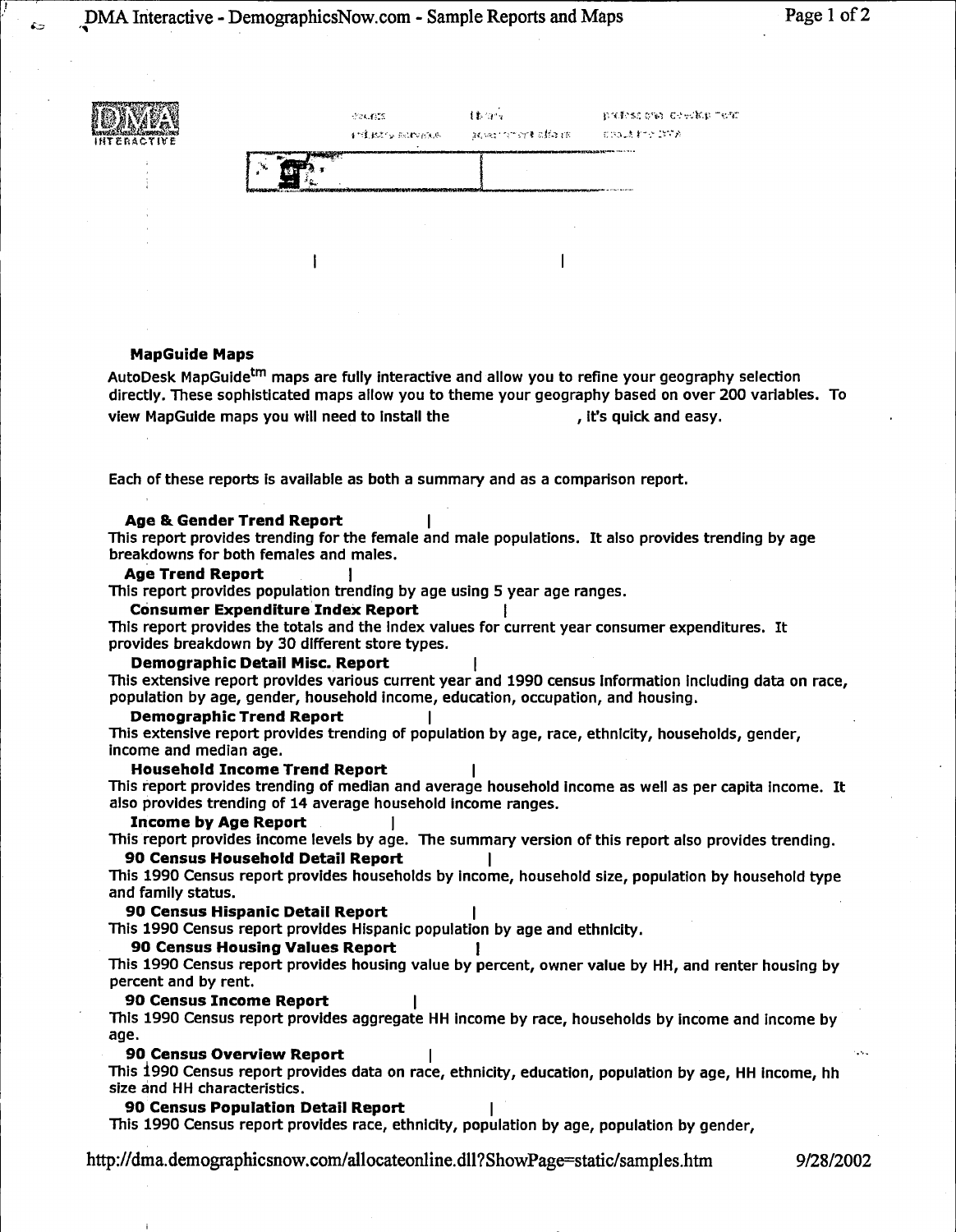## MapGuide Maps

AutoDesk MapGuide[tm] maps are fully interactive and allow you to refine your geography selection directly. These sophisticated maps allow you to theme your geography based on over 200 variables. To view MapGuide maps you will need to install the , it's quick and easy.

Each of these reports is available as both a summary and as a comparison report.

**Age & Gender Trend Report**

This report provides trending for the female and male populations. It also provides trending by age breakdowns for both females and males.

**Age Trend Report**

This report provides population trending by age using 5 year age ranges.

**Consumer Expenditure Index Report**

This report provides the totals and the index values for current year consumer expenditures. It provides breakdown by 30 different store types.

**Demographic Detail Misc. Report**

This extensive report provides various current year and 1990 census information including data on race, population by age, gender, household income, education, occupation, and housing.

**Demographic Trend Report**

This extensive report provides trending of population by age, race, ethnicity, households, gender, income and median age.

**Household Income Trend Report**

This report provides trending of median and average household income as well as per capita income. It also provides trending of 14 average household income ranges.

**Income by Age Report**

This report provides income levels by age. The summary version of this report also provides trending.

**90 Census Household Detail Report**

This 1990 Census report provides households by income, household size, population by household type and family status.

**90 Census Hispanic Detail Report**

This 1990 Census report provides Hispanic population by age and ethnicity.

**90 Census Housing Values Report**

This 1990 Census report provides housing value by percent, owner value by HH, and renter housing by percent and by rent.

**90 Census Income Report**

This 1990 Census report provides aggregate HH income by race, households by income and income by age.

**90 Census Overview Report**

This 1990 Census report provides data on race, ethnicity, education, population by age, HH income, hh size and HH characteristics.

**90 Census Population Detail Report**

This 1990 Census report provides race, ethnicity, population by age, population by gender,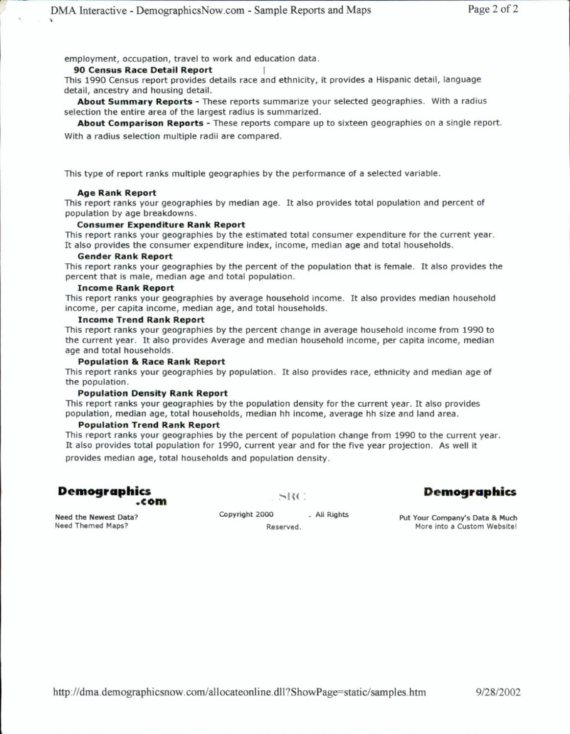employment, occupation, travel to work and education data.

**90 Census Race Detail Report**

This 1990 Census report provides details race and ethnicity, it provides a Hispanic detail, language detail, ancestry and housing detail.

**About Summary Reports -** These reports summarize your selected geographies. With a radius selection the entire area of the largest radius is summarized.

**About Comparison Reports -** These reports compare up to sixteen geographies on a single report. With a radius selection multiple radii are compared.

This type of report ranks multiple geographies by the performance of a selected variable.

**Age Rank Report**

This report ranks your geographies by median age. It also provides total population and percent of population by age breakdowns.

**Consumer Expenditure Rank Report**

This report ranks your geographies by the estimated total consumer expenditure for the current year. It also provides the consumer expenditure index, income, median age and total households.

**Gender Rank Report**

This report ranks your geographies by the percent of the population that is female. It also provides the percent that is male, median age and total population.

**Income Rank Report**

This report ranks your geographies by average household income. It also provides median household income, per capita income, median age, and total households.

**Income Trend Rank Report**

This report ranks your geographies by the percent change in average household income from 1990 to the current year. It also provides Average and median household income, per capita income, median age and total households.

**Population & Race Rank Report**

This report ranks your geographies by population. It also provides race, ethnicity and median age of the population.

**Population Density Rank Report**

This report ranks your geographies by the population density for the current year. It also provides population, median age, total households, median hh income, average hh size and land area.

**Population Trend Rank Report**

This report ranks your geographies by the percent of population change from 1990 to the current year. It also provides total population for 1990, current year and for the five year projection. As well it provides median age, total households and population density.

**Demographics .com**

Need the Newest Data?
Need Themed Maps?

SRC

Copyright 2000 . All Rights Reserved.

**Demographics**

Put Your Company's Data & Much More into a Custom Website!

http://dma.demographicsnow.com/allocateonline.dll?ShowPage=static/samples.htm 9/28/2002